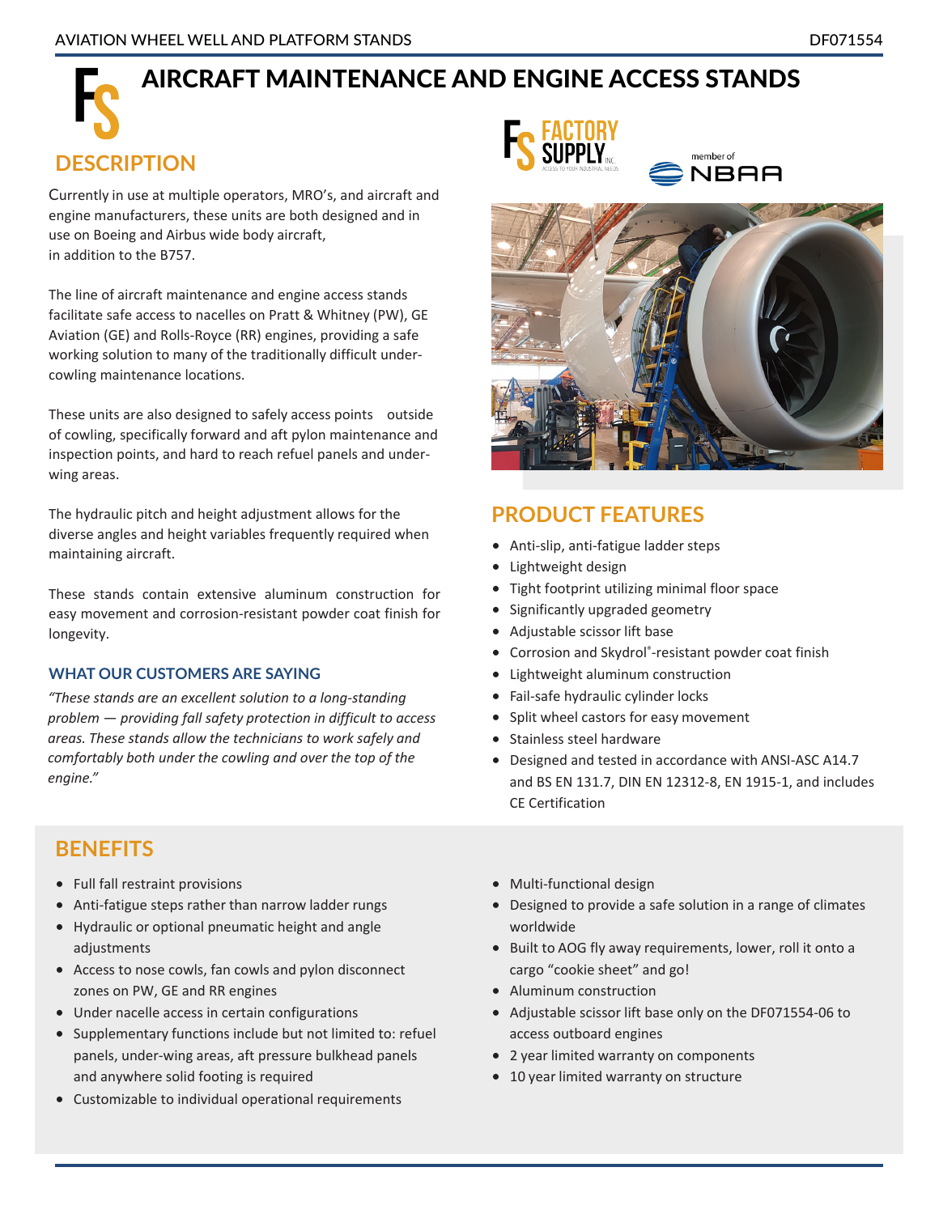# AIRCRAFT MAINTENANCE AND ENGINE ACCESS STANDS

## DESCRIPTION

Currently in use at multiple operators, MRO's, and aircraft and engine manufacturers, these units are both designed and in use on Boeing and Airbus wide body aircraft, in addition to the B757.

The line of aircraft maintenance and engine access stands facilitate safe access to nacelles on Pratt & Whitney (PW), GE Aviation (GE) and Rolls-Royce (RR) engines, providing a safe working solution to many of the traditionally difficult under-cowling maintenance locations.

These units are also designed to safely access points outside of cowling, specifically forward and aft pylon maintenance and inspection points, and hard to reach refuel panels and under-wing areas.

The hydraulic pitch and height adjustment allows for the diverse angles and height variables frequently required when maintaining aircraft.

These stands contain extensive aluminum construction for easy movement and corrosion-resistant powder coat finish for longevity.

### WHAT OUR CUSTOMERS ARE SAYING

*"These stands are an excellent solution to a long-standing problem — providing fall safety protection in difficult to access areas. These stands allow the technicians to work safely and comfortably both under the cowling and over the top of the engine."*

## PRODUCT FEATURES

- Anti-slip, anti-fatigue ladder steps
- Lightweight design
- Tight footprint utilizing minimal floor space
- Significantly upgraded geometry
- Adjustable scissor lift base
- Corrosion and Skydrol®-resistant powder coat finish
- Lightweight aluminum construction
- Fail-safe hydraulic cylinder locks
- Split wheel castors for easy movement
- Stainless steel hardware
- Designed and tested in accordance with ANSI-ASC A14.7 and BS EN 131.7, DIN EN 12312-8, EN 1915-1, and includes CE Certification

## BENEFITS

- Full fall restraint provisions
- Anti-fatigue steps rather than narrow ladder rungs
- Hydraulic or optional pneumatic height and angle adjustments
- Access to nose cowls, fan cowls and pylon disconnect zones on PW, GE and RR engines
- Under nacelle access in certain configurations
- Supplementary functions include but not limited to: refuel panels, under-wing areas, aft pressure bulkhead panels and anywhere solid footing is required
- Customizable to individual operational requirements
- Multi-functional design
- Designed to provide a safe solution in a range of climates worldwide
- Built to AOG fly away requirements, lower, roll it onto a cargo "cookie sheet" and go!
- Aluminum construction
- Adjustable scissor lift base only on the DF071554-06 to access outboard engines
- 2 year limited warranty on components
- 10 year limited warranty on structure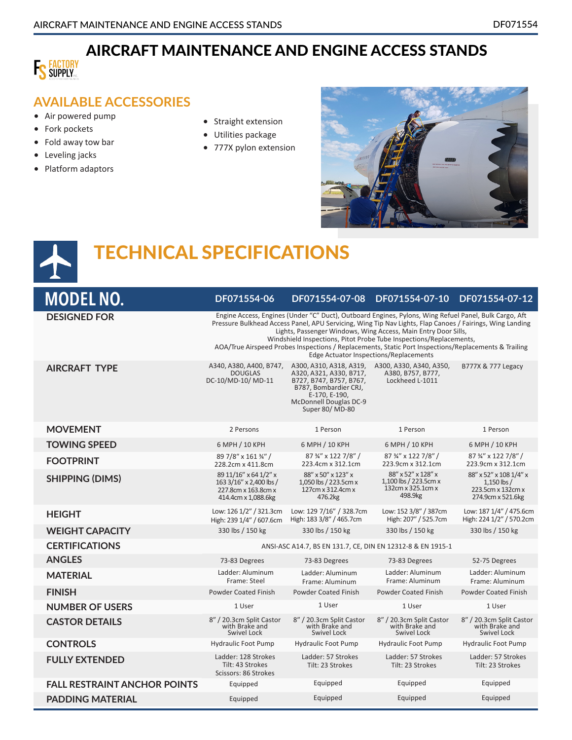# AIRCRAFT MAINTENANCE AND ENGINE ACCESS STANDS

## AVAILABLE ACCESSORIES

- Air powered pump
- Fork pockets
- Fold away tow bar
- Leveling jacks
- Platform adaptors
- Straight extension
- Utilities package
- 777X pylon extension

## TECHNICAL SPECIFICATIONS

| MODEL NO. | DF071554-06 | DF071554-07-08 | DF071554-07-10 | DF071554-07-12 |
|---|---|---|---|---|
| DESIGNED FOR | Engine Access, Engines (Under "C" Duct), Outboard Engines, Pylons, Wing Refuel Panel, Bulk Cargo, Aft Pressure Bulkhead Access Panel, APU Servicing, Wing Tip Nav Lights, Flap Canoes / Fairings, Wing Landing Lights, Passenger Windows, Wing Access, Main Entry Door Sills, Windshield Inspections, Pitot Probe Tube Inspections/Replacements, AOA/True Airspeed Probes Inspections / Replacements, Static Port Inspections/Replacements & Trailing Edge Actuator Inspections/Replacements | | | |
| AIRCRAFT TYPE | A340, A380, A400, B747, DOUGLAS DC-10/MD-10/ MD-11 | A300, A310, A318, A319, A320, A321, A330, B717, B727, B747, B757, B767, B787, Bombardier CRJ, E-170, E-190, McDonnell Douglas DC-9 Super 80/ MD-80 | A300, A330, A340, A350, A380, B757, B777, Lockheed L-1011 | B777X & 777 Legacy |
| MOVEMENT | 2 Persons | 1 Person | 1 Person | 1 Person |
| TOWING SPEED | 6 MPH / 10 KPH | 6 MPH / 10 KPH | 6 MPH / 10 KPH | 6 MPH / 10 KPH |
| FOOTPRINT | 89 7/8" x 161 ¾" / 228.2cm x 411.8cm | 87 ¾" x 122 7/8" / 223.4cm x 312.1cm | 87 ¾" x 122 7/8" / 223.9cm x 312.1cm | 87 ¾" x 122 7/8" / 223.9cm x 312.1cm |
| SHIPPING (DIMS) | 89 11/16" x 64 1/2" x 163 3/16" x 2,400 lbs / 227.8cm x 163.8cm x 414.4cm x 1,088.6kg | 88" x 50" x 123" x 1,050 lbs / 223.5cm x 127cm x 312.4cm x 476.2kg | 88" x 52" x 128" x 1,100 lbs / 223.5cm x 132cm x 325.1cm x 498.9kg | 88" x 52" x 108 1/4" x 1,150 lbs / 223.5cm x 132cm x 274.9cm x 521.6kg |
| HEIGHT | Low: 126 1/2" / 321.3cm High: 239 1/4" / 607.6cm | Low: 129 7/16" / 328.7cm High: 183 3/8" / 465.7cm | Low: 152 3/8" / 387cm High: 207" / 525.7cm | Low: 187 1/4" / 475.6cm High: 224 1/2" / 570.2cm |
| WEIGHT CAPACITY | 330 lbs / 150 kg | 330 lbs / 150 kg | 330 lbs / 150 kg | 330 lbs / 150 kg |
| CERTIFICATIONS | ANSI-ASC A14.7, BS EN 131.7, CE, DIN EN 12312-8 & EN 1915-1 | | | |
| ANGLES | 73-83 Degrees | 73-83 Degrees | 73-83 Degrees | 52-75 Degrees |
| MATERIAL | Ladder: Aluminum Frame: Steel | Ladder: Aluminum Frame: Aluminum | Ladder: Aluminum Frame: Aluminum | Ladder: Aluminum Frame: Aluminum |
| FINISH | Powder Coated Finish | Powder Coated Finish | Powder Coated Finish | Powder Coated Finish |
| NUMBER OF USERS | 1 User | 1 User | 1 User | 1 User |
| CASTOR DETAILS | 8" / 20.3cm Split Castor with Brake and Swivel Lock | 8" / 20.3cm Split Castor with Brake and Swivel Lock | 8" / 20.3cm Split Castor with Brake and Swivel Lock | 8" / 20.3cm Split Castor with Brake and Swivel Lock |
| CONTROLS | Hydraulic Foot Pump | Hydraulic Foot Pump | Hydraulic Foot Pump | Hydraulic Foot Pump |
| FULLY EXTENDED | Ladder: 128 Strokes Tilt: 43 Strokes Scissors: 86 Strokes | Ladder: 57 Strokes Tilt: 23 Strokes | Ladder: 57 Strokes Tilt: 23 Strokes | Ladder: 57 Strokes Tilt: 23 Strokes |
| FALL RESTRAINT ANCHOR POINTS | Equipped | Equipped | Equipped | Equipped |
| PADDING MATERIAL | Equipped | Equipped | Equipped | Equipped |